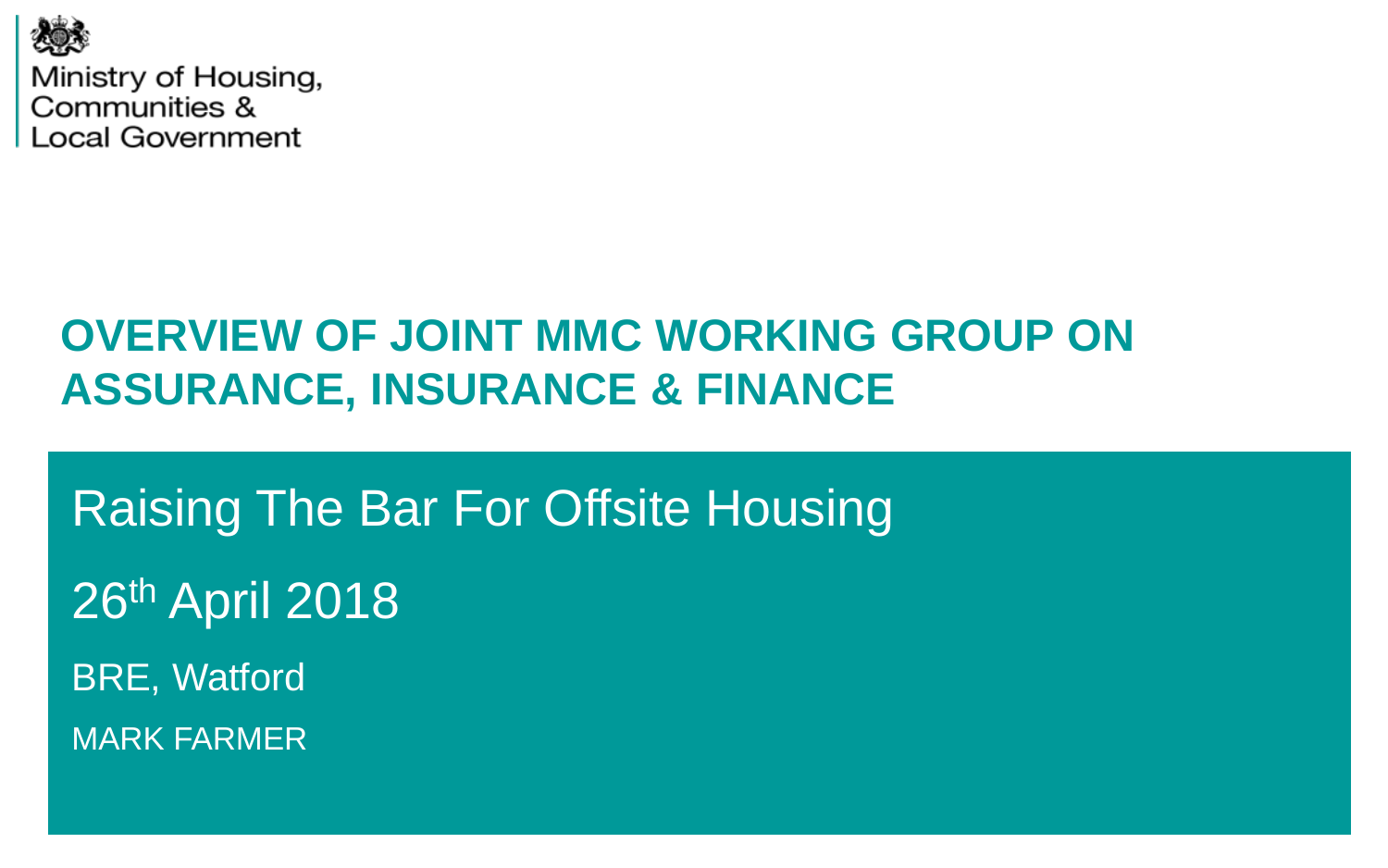Ministry of Housing,
Communities &
Local Government

# OVERVIEW OF JOINT MMC WORKING GROUP ON ASSURANCE, INSURANCE & FINANCE

Raising The Bar For Offsite Housing

26th April 2018

BRE, Watford

MARK FARMER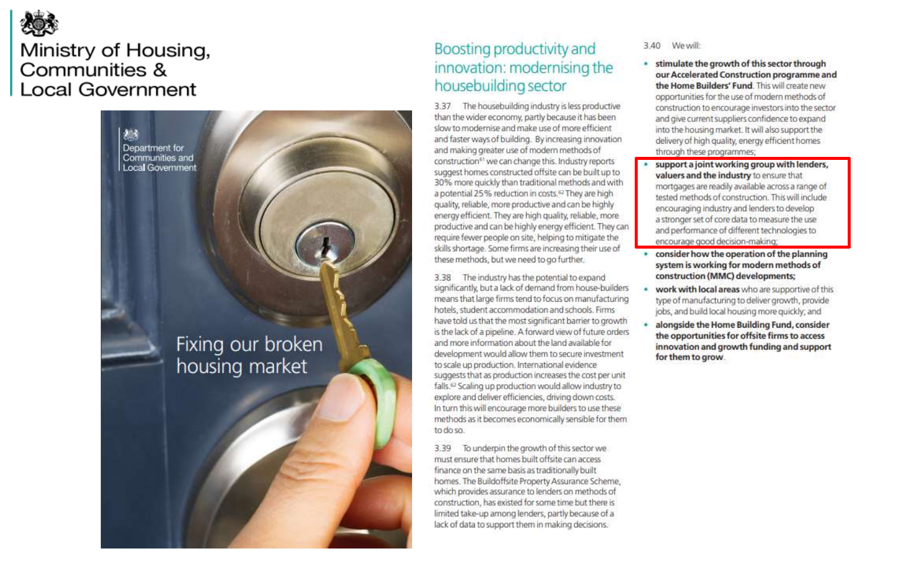Ministry of Housing, Communities & Local Government

Department for Communities and Local Government

Fixing our broken housing market

## Boosting productivity and innovation: modernising the housebuilding sector

3.37 The housebuilding industry is less productive than the wider economy, partly because it has been slow to modernise and make use of more efficient and faster ways of building. By increasing innovation and making greater use of modern methods of construction[61] we can change this. Industry reports suggest homes constructed offsite can be built up to 30% more quickly than traditional methods and with a potential 25% reduction in costs.[62] They are high quality, reliable, more productive and can be highly energy efficient. They are high quality, reliable, more productive and can be highly energy efficient. They can require fewer people on site, helping to mitigate the skills shortage. Some firms are increasing their use of these methods, but we need to go further.

3.38 The industry has the potential to expand significantly, but a lack of demand from house-builders means that large firms tend to focus on manufacturing hotels, student accommodation and schools. Firms have told us that the most significant barrier to growth is the lack of a pipeline. A forward view of future orders and more information about the land available for development would allow them to secure investment to scale up production. International evidence suggests that as production increases the cost per unit falls.[62] Scaling up production would allow industry to explore and deliver efficiencies, driving down costs. In turn this will encourage more builders to use these methods as it becomes economically sensible for them to do so.

3.39 To underpin the growth of this sector we must ensure that homes built offsite can access finance on the same basis as traditionally built homes. The Buildoffsite Property Assurance Scheme, which provides assurance to lenders on methods of construction, has existed for some time but there is limited take-up among lenders, partly because of a lack of data to support them in making decisions.

3.40 We will:

- **stimulate the growth of this sector through our Accelerated Construction programme and the Home Builders' Fund.** This will create new opportunities for the use of modern methods of construction to encourage investors into the sector and give current suppliers confidence to expand into the housing market. It will also support the delivery of high quality, energy efficient homes through these programmes;
- **support a joint working group with lenders, valuers and the industry** to ensure that mortgages are readily available across a range of tested methods of construction. This will include encouraging industry and lenders to develop a stronger set of core data to measure the use and performance of different technologies to encourage good decision-making;
- **consider how the operation of the planning system is working for modern methods of construction (MMC) developments;**
- **work with local areas** who are supportive of this type of manufacturing to deliver growth, provide jobs, and build local housing more quickly; and
- **alongside the Home Building Fund, consider the opportunities for offsite firms to access innovation and growth funding and support for them to grow.**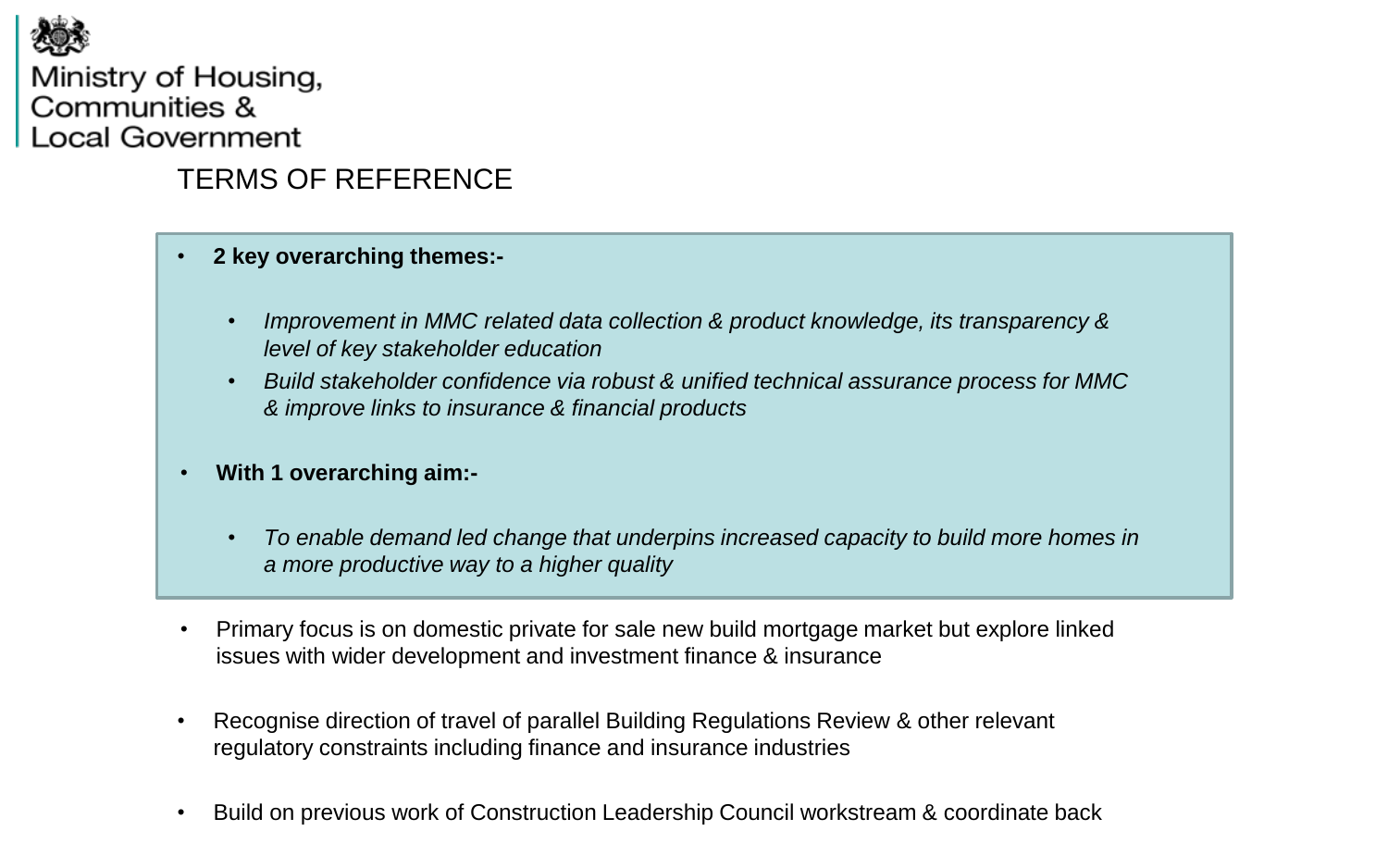Ministry of Housing, Communities & Local Government

# TERMS OF REFERENCE

- **2 key overarching themes:-**
  - *Improvement in MMC related data collection & product knowledge, its transparency & level of key stakeholder education*
  - *Build stakeholder confidence via robust & unified technical assurance process for MMC & improve links to insurance & financial products*
- **With 1 overarching aim:-**
  - *To enable demand led change that underpins increased capacity to build more homes in a more productive way to a higher quality*

- Primary focus is on domestic private for sale new build mortgage market but explore linked issues with wider development and investment finance & insurance
- Recognise direction of travel of parallel Building Regulations Review & other relevant regulatory constraints including finance and insurance industries
- Build on previous work of Construction Leadership Council workstream & coordinate back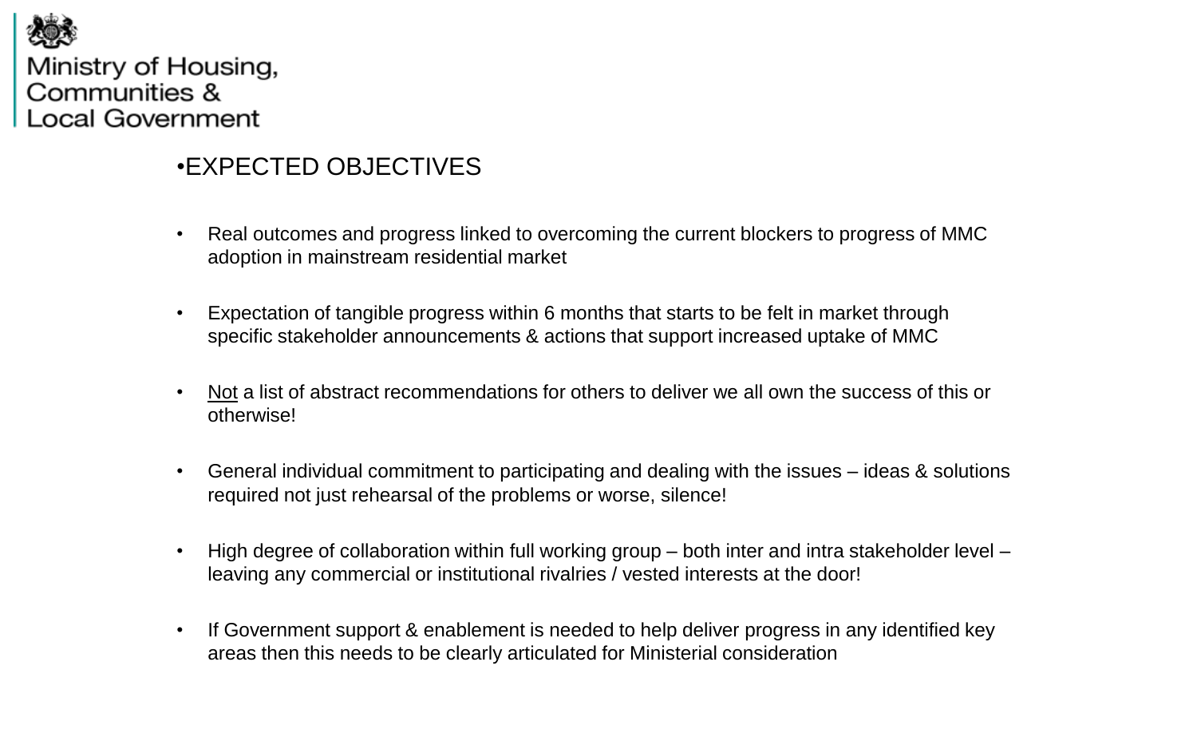Ministry of Housing, Communities & Local Government

## •EXPECTED OBJECTIVES

- Real outcomes and progress linked to overcoming the current blockers to progress of MMC adoption in mainstream residential market
- Expectation of tangible progress within 6 months that starts to be felt in market through specific stakeholder announcements & actions that support increased uptake of MMC
- <u>Not</u> a list of abstract recommendations for others to deliver we all own the success of this or otherwise!
- General individual commitment to participating and dealing with the issues – ideas & solutions required not just rehearsal of the problems or worse, silence!
- High degree of collaboration within full working group – both inter and intra stakeholder level – leaving any commercial or institutional rivalries / vested interests at the door!
- If Government support & enablement is needed to help deliver progress in any identified key areas then this needs to be clearly articulated for Ministerial consideration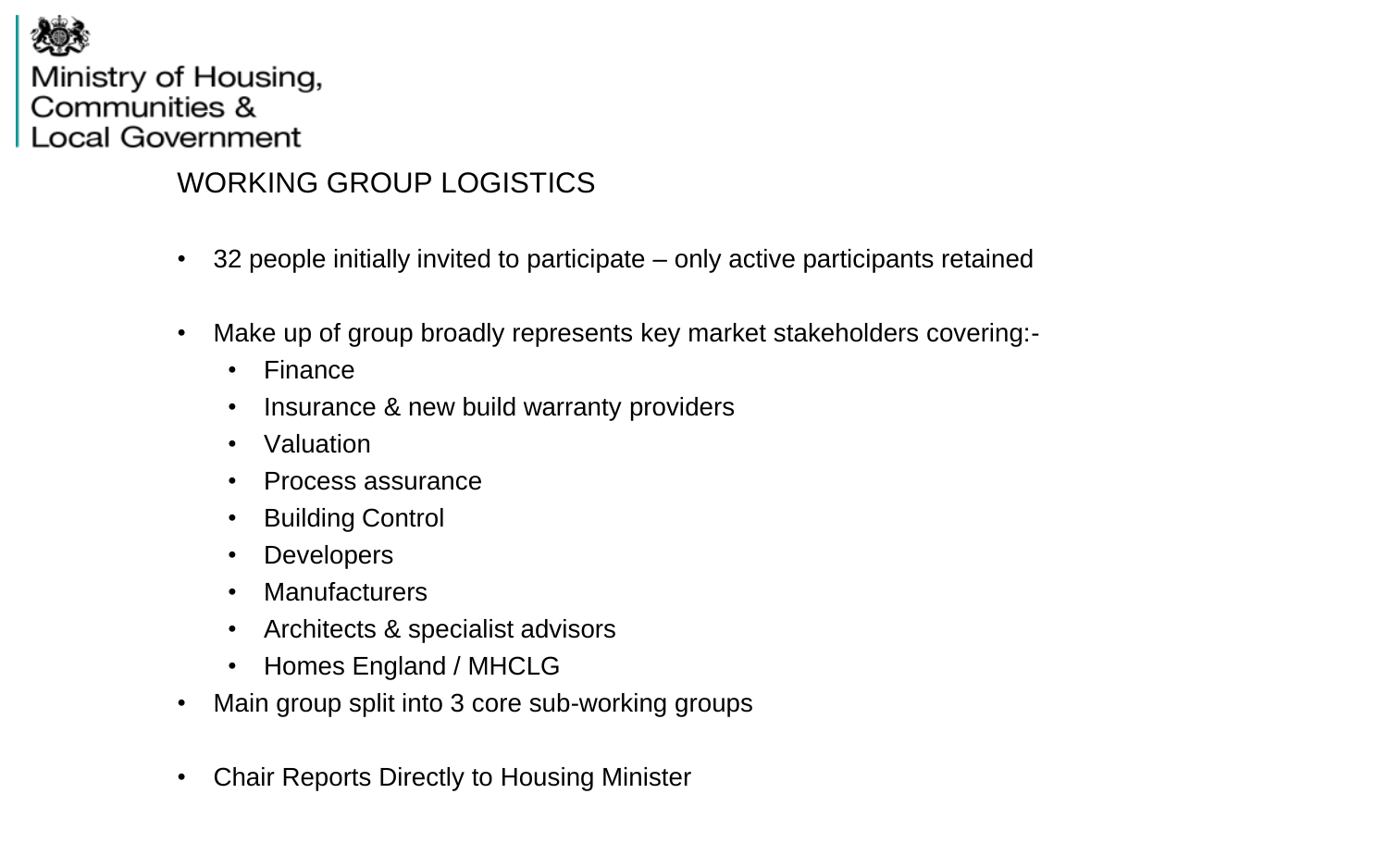Ministry of Housing, Communities & Local Government

## WORKING GROUP LOGISTICS

- 32 people initially invited to participate – only active participants retained
- Make up of group broadly represents key market stakeholders covering:-
    - Finance
    - Insurance & new build warranty providers
    - Valuation
    - Process assurance
    - Building Control
    - Developers
    - Manufacturers
    - Architects & specialist advisors
    - Homes England / MHCLG
- Main group split into 3 core sub-working groups
- Chair Reports Directly to Housing Minister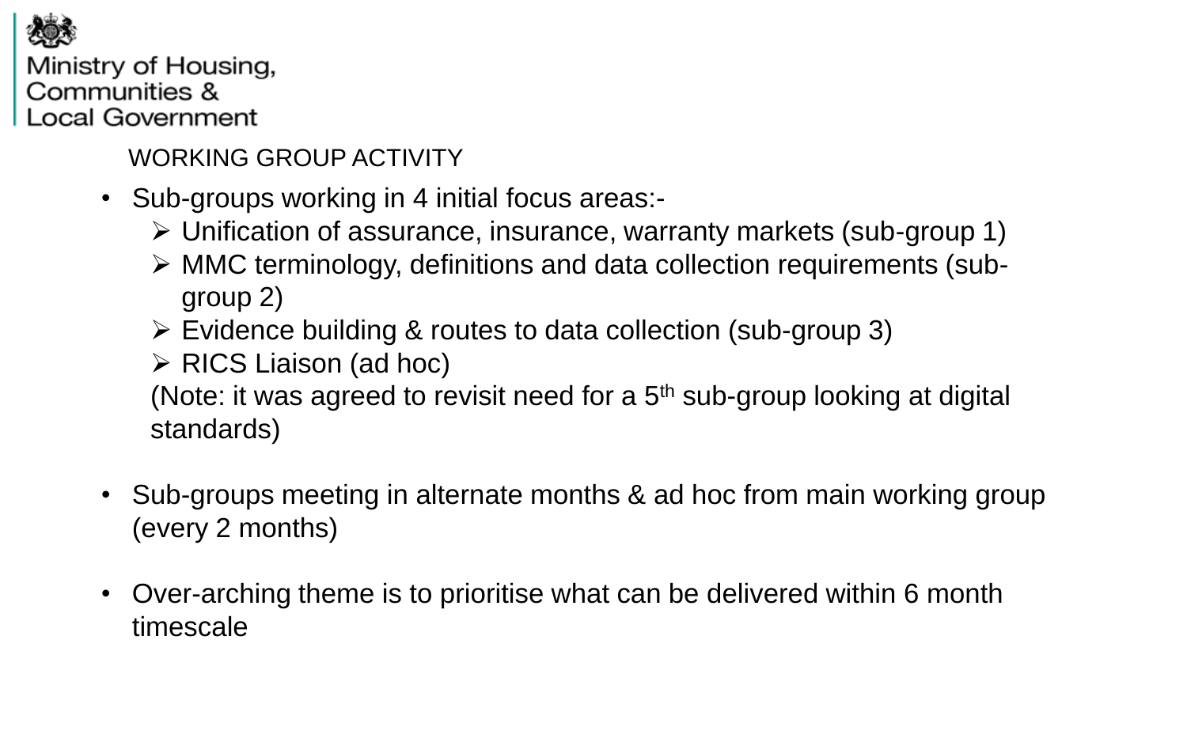## WORKING GROUP ACTIVITY

- Sub-groups working in 4 initial focus areas:-
  - Unification of assurance, insurance, warranty markets (sub-group 1)
  - MMC terminology, definitions and data collection requirements (sub-group 2)
  - Evidence building & routes to data collection (sub-group 3)
  - RICS Liaison (ad hoc)

  (Note: it was agreed to revisit need for a 5th sub-group looking at digital standards)

- Sub-groups meeting in alternate months & ad hoc from main working group (every 2 months)

- Over-arching theme is to prioritise what can be delivered within 6 month timescale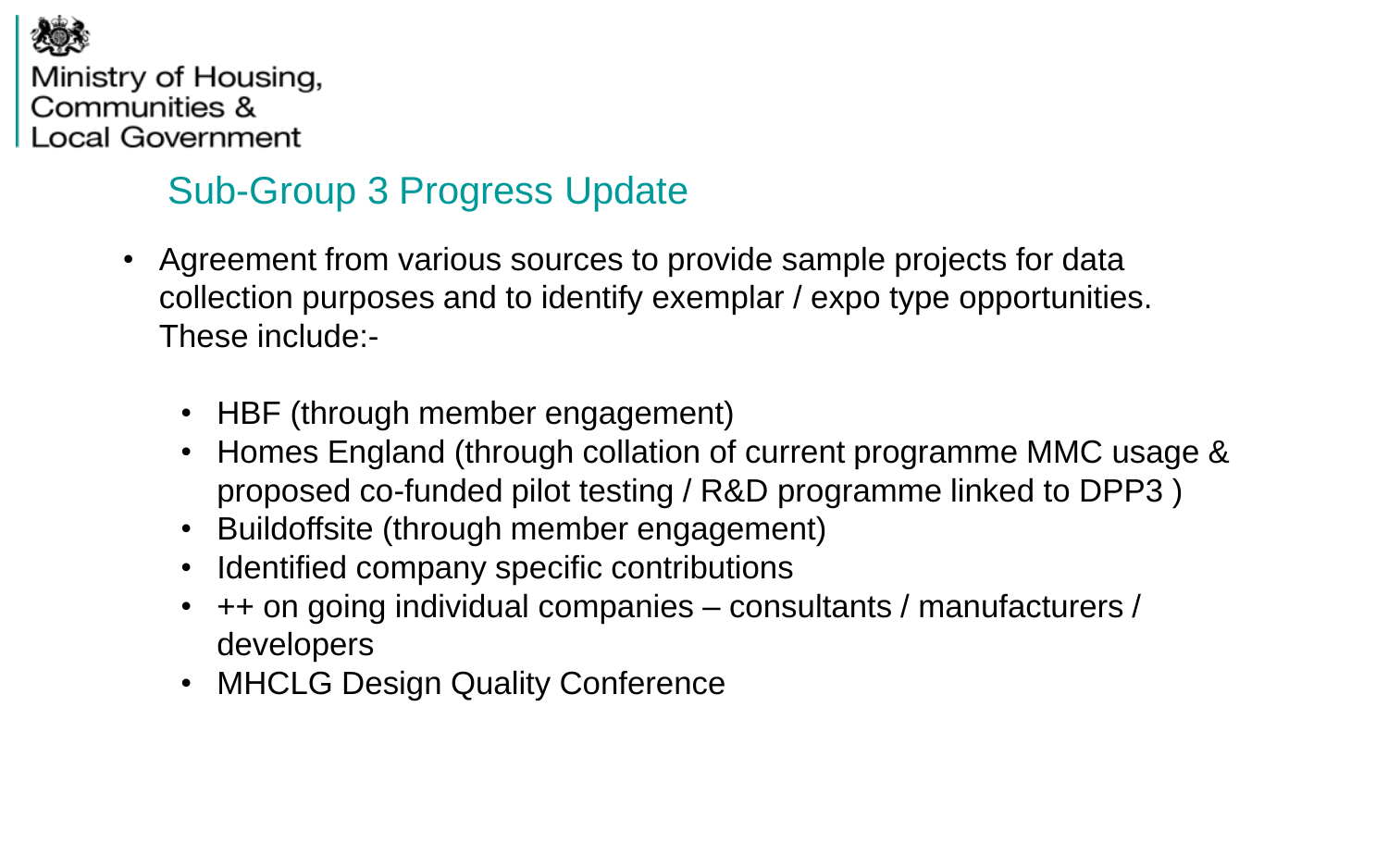Ministry of Housing, Communities & Local Government

## Sub-Group 3 Progress Update

- Agreement from various sources to provide sample projects for data collection purposes and to identify exemplar / expo type opportunities. These include:-
  - HBF (through member engagement)
  - Homes England (through collation of current programme MMC usage & proposed co-funded pilot testing / R&D programme linked to DPP3 )
  - Buildoffsite (through member engagement)
  - Identified company specific contributions
  - ++ on going individual companies – consultants / manufacturers / developers
  - MHCLG Design Quality Conference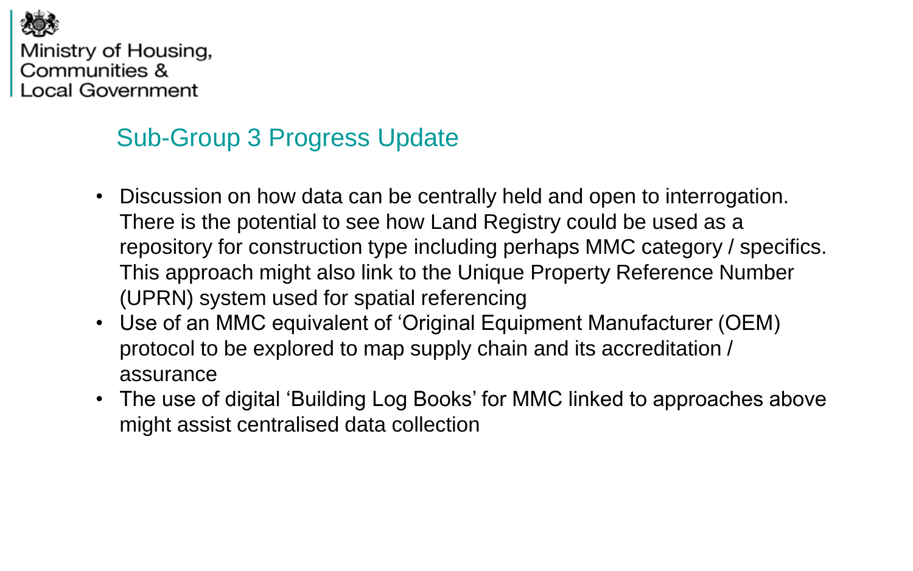Ministry of Housing, Communities & Local Government

## Sub-Group 3 Progress Update

- Discussion on how data can be centrally held and open to interrogation. There is the potential to see how Land Registry could be used as a repository for construction type including perhaps MMC category / specifics. This approach might also link to the Unique Property Reference Number (UPRN) system used for spatial referencing
- Use of an MMC equivalent of 'Original Equipment Manufacturer (OEM) protocol to be explored to map supply chain and its accreditation / assurance
- The use of digital 'Building Log Books' for MMC linked to approaches above might assist centralised data collection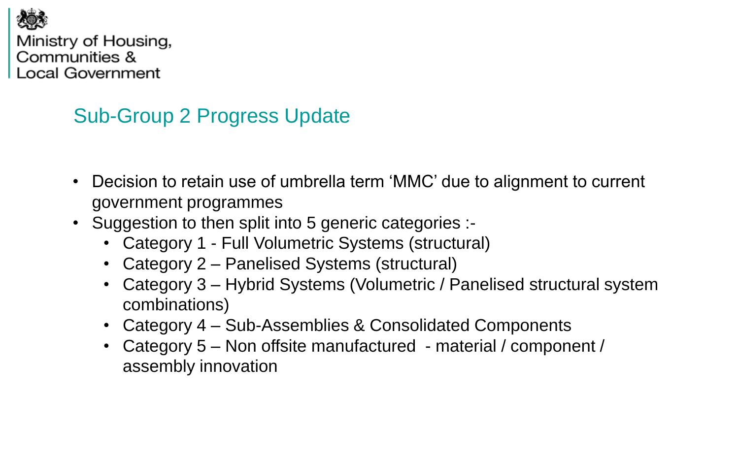## Sub-Group 2 Progress Update

- Decision to retain use of umbrella term 'MMC' due to alignment to current government programmes
- Suggestion to then split into 5 generic categories :-
  - Category 1 - Full Volumetric Systems (structural)
  - Category 2 – Panelised Systems (structural)
  - Category 3 – Hybrid Systems (Volumetric / Panelised structural system combinations)
  - Category 4 – Sub-Assemblies & Consolidated Components
  - Category 5 – Non offsite manufactured - material / component / assembly innovation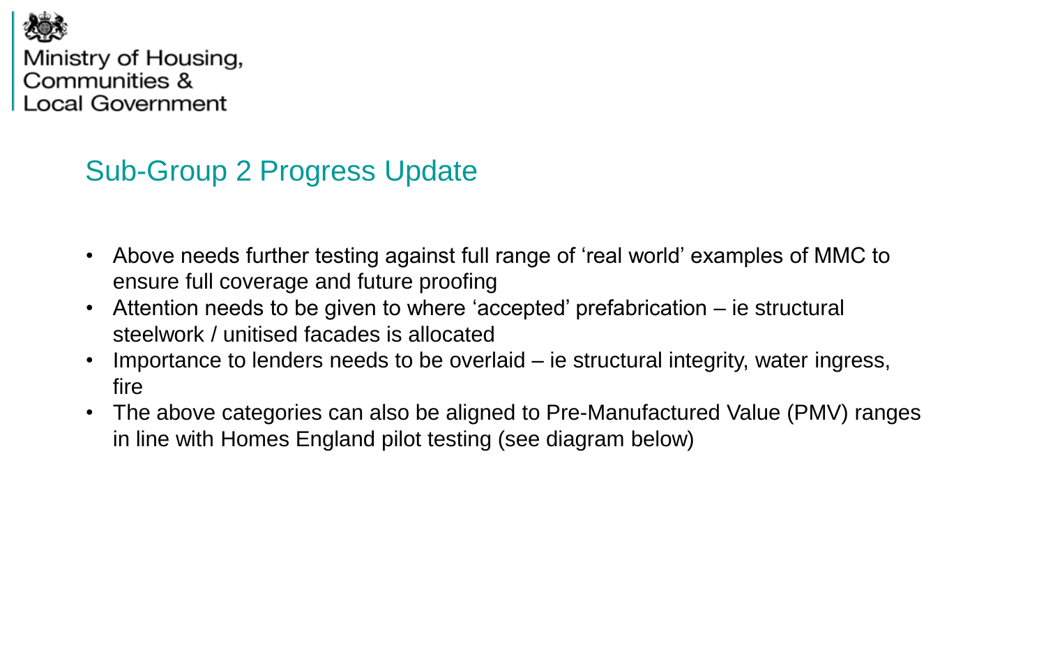Ministry of Housing,
Communities &
Local Government

## Sub-Group 2 Progress Update

- Above needs further testing against full range of 'real world' examples of MMC to ensure full coverage and future proofing
- Attention needs to be given to where 'accepted' prefabrication – ie structural steelwork / unitised facades is allocated
- Importance to lenders needs to be overlaid – ie structural integrity, water ingress, fire
- The above categories can also be aligned to Pre-Manufactured Value (PMV) ranges in line with Homes England pilot testing (see diagram below)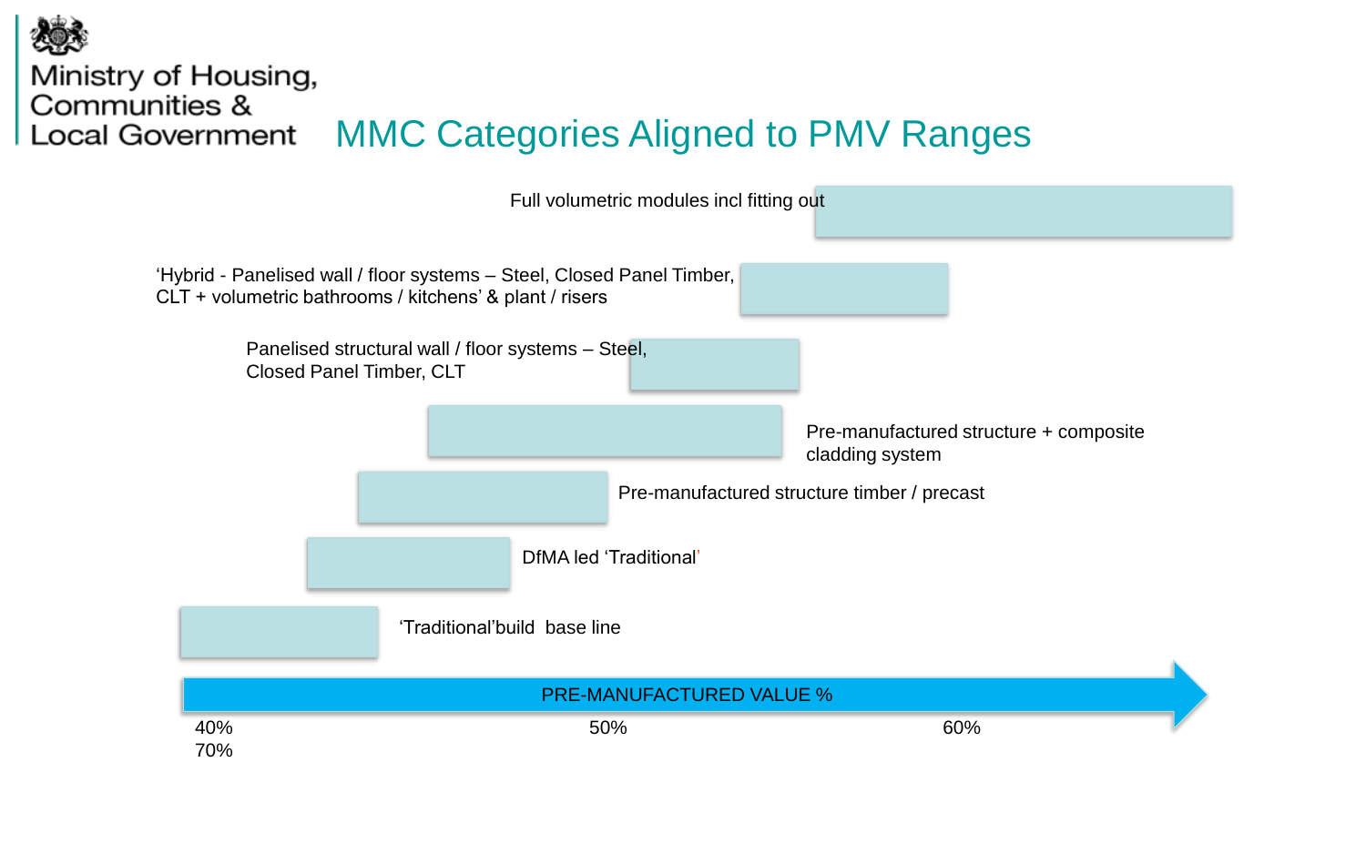Ministry of Housing, Communities & Local Government

# MMC Categories Aligned to PMV Ranges

Full volumetric modules incl fitting out

'Hybrid - Panelised wall / floor systems – Steel, Closed Panel Timber, CLT + volumetric bathrooms / kitchens' & plant / risers

Panelised structural wall / floor systems – Steel, Closed Panel Timber, CLT

Pre-manufactured structure + composite cladding system

Pre-manufactured structure timber / precast

DfMA led 'Traditional'

'Traditional'build base line

PRE-MANUFACTURED VALUE %

40% 50% 60% 70%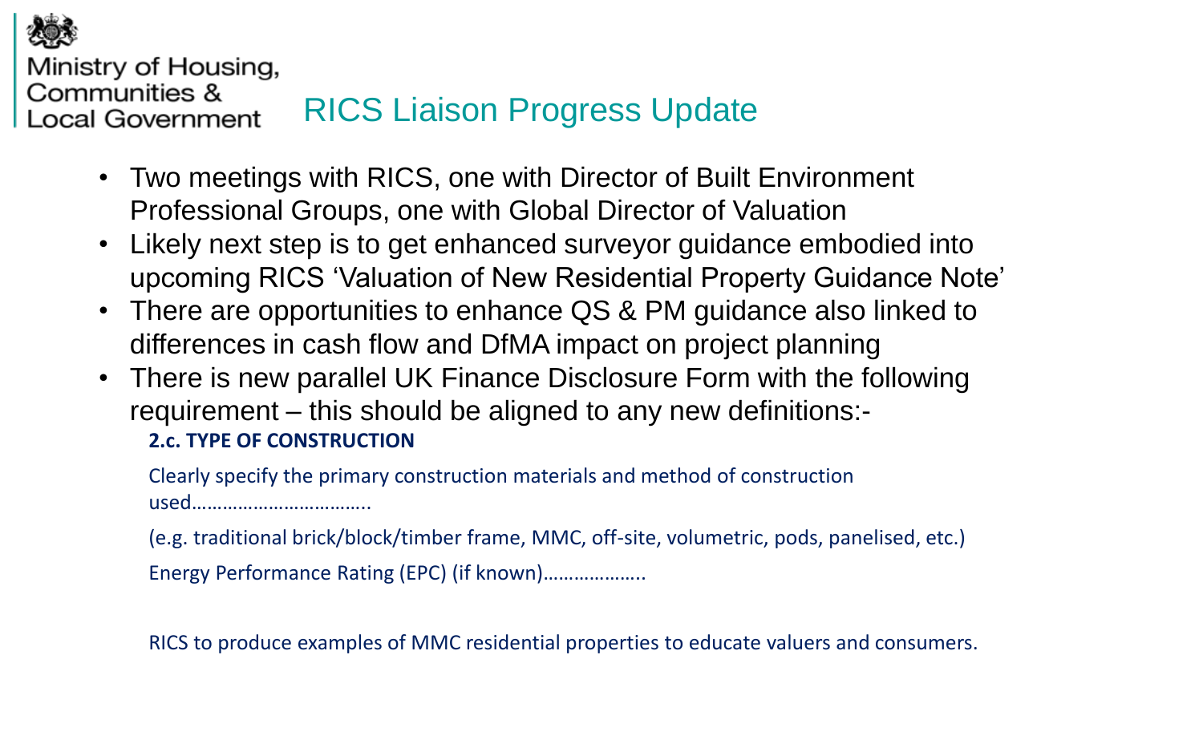Ministry of Housing, Communities & Local Government

# RICS Liaison Progress Update

- Two meetings with RICS, one with Director of Built Environment Professional Groups, one with Global Director of Valuation
- Likely next step is to get enhanced surveyor guidance embodied into upcoming RICS 'Valuation of New Residential Property Guidance Note'
- There are opportunities to enhance QS & PM guidance also linked to differences in cash flow and DfMA impact on project planning
- There is new parallel UK Finance Disclosure Form with the following requirement – this should be aligned to any new definitions:-

**2.c. TYPE OF CONSTRUCTION**

Clearly specify the primary construction materials and method of construction used……………………………..

(e.g. traditional brick/block/timber frame, MMC, off-site, volumetric, pods, panelised, etc.)

Energy Performance Rating (EPC) (if known)……………….

RICS to produce examples of MMC residential properties to educate valuers and consumers.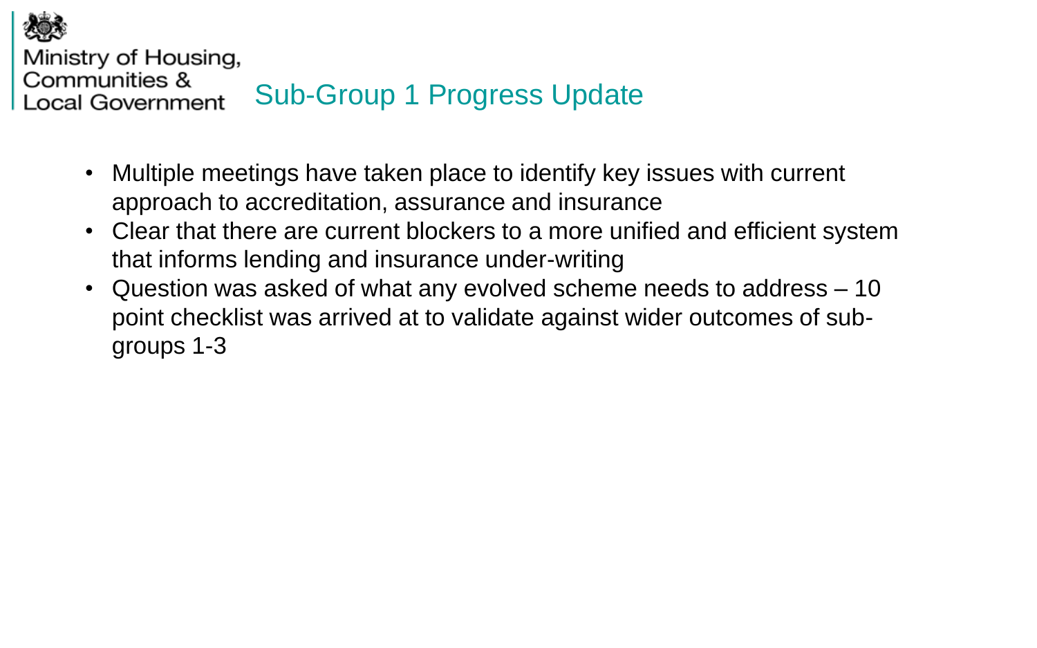# Sub-Group 1 Progress Update

- Multiple meetings have taken place to identify key issues with current approach to accreditation, assurance and insurance
- Clear that there are current blockers to a more unified and efficient system that informs lending and insurance under-writing
- Question was asked of what any evolved scheme needs to address – 10 point checklist was arrived at to validate against wider outcomes of sub-groups 1-3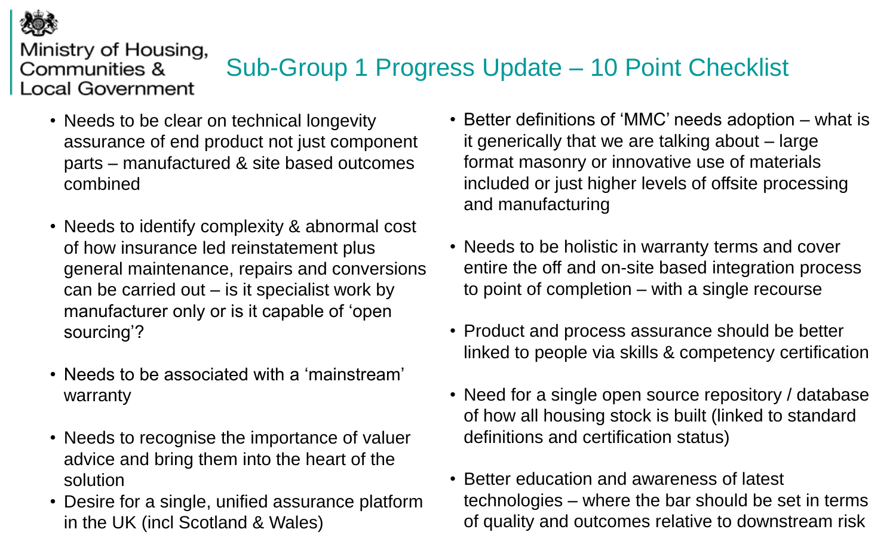Ministry of Housing, Communities & Local Government

# Sub-Group 1 Progress Update – 10 Point Checklist

- Needs to be clear on technical longevity assurance of end product not just component parts – manufactured & site based outcomes combined
- Needs to identify complexity & abnormal cost of how insurance led reinstatement plus general maintenance, repairs and conversions can be carried out – is it specialist work by manufacturer only or is it capable of 'open sourcing'?
- Needs to be associated with a 'mainstream' warranty
- Needs to recognise the importance of valuer advice and bring them into the heart of the solution
- Desire for a single, unified assurance platform in the UK (incl Scotland & Wales)
- Better definitions of 'MMC' needs adoption – what is it generically that we are talking about – large format masonry or innovative use of materials included or just higher levels of offsite processing and manufacturing
- Needs to be holistic in warranty terms and cover entire the off and on-site based integration process to point of completion – with a single recourse
- Product and process assurance should be better linked to people via skills & competency certification
- Need for a single open source repository / database of how all housing stock is built (linked to standard definitions and certification status)
- Better education and awareness of latest technologies – where the bar should be set in terms of quality and outcomes relative to downstream risk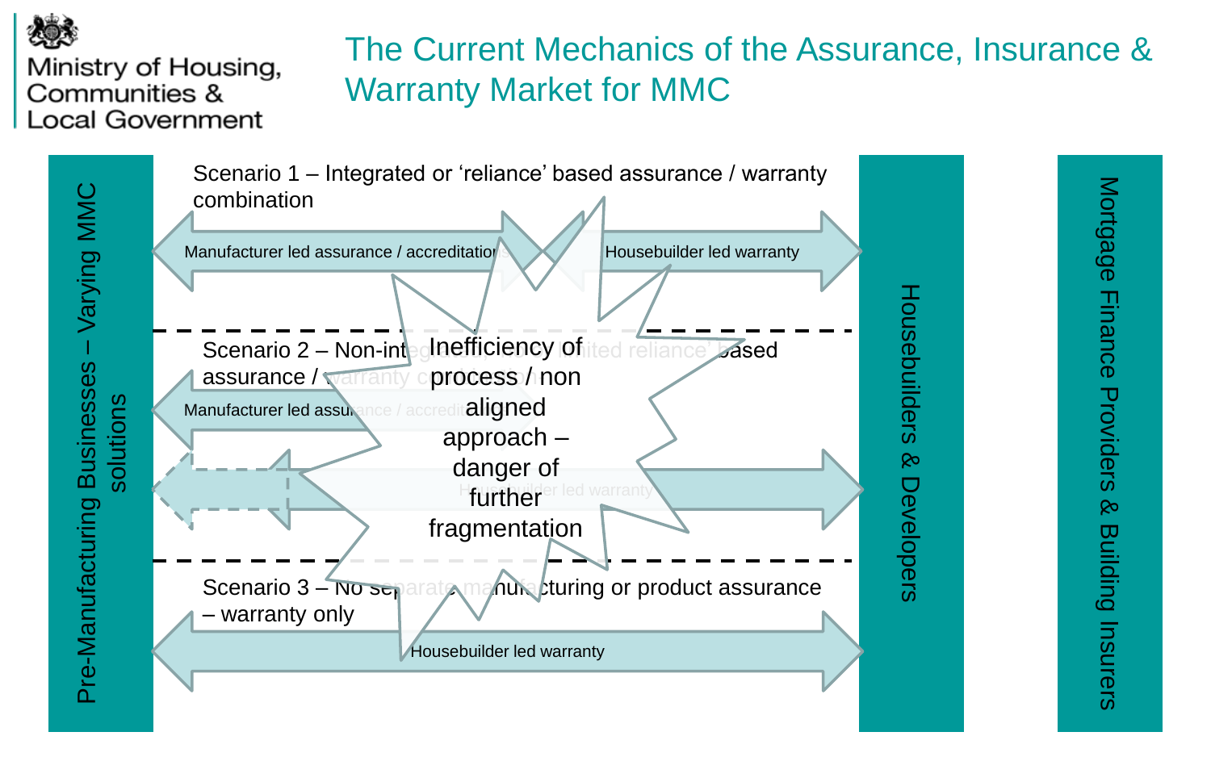Ministry of Housing, Communities & Local Government

# The Current Mechanics of the Assurance, Insurance & Warranty Market for MMC

Pre-Manufacturing Businesses – Varying MMC solutions

Housebuilders & Developers

Mortgage Finance Providers & Building Insurers

Scenario 1 – Integrated or 'reliance' based assurance / warranty combination

- Manufacturer led assurance / accreditation
- Housebuilder led warranty

Scenario 2 – Non-integrated or limited reliance based assurance / warranty combination

- Manufacturer led assurance / accreditation
- Housebuilder led warranty

Scenario 3 – No separate manufacturing or product assurance – warranty only

- Housebuilder led warranty

Inefficiency of process / non aligned approach – danger of further fragmentation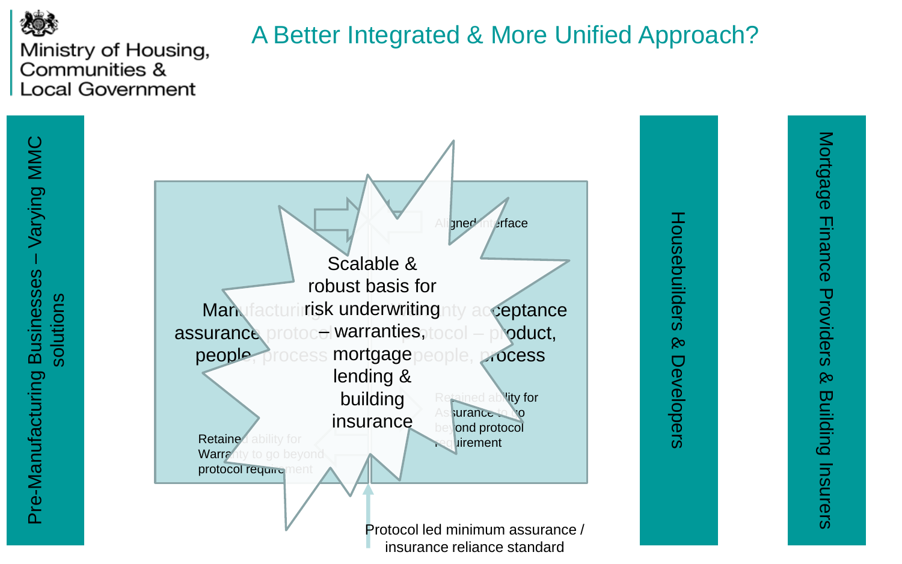# A Better Integrated & More Unified Approach?

Pre-Manufacturing Businesses – Varying MMC solutions

Manufacturing assurance protocol – people, process

Warranty acceptance protocol – product, people, process

Aligned interface

Scalable & robust basis for risk underwriting – warranties, mortgage lending & building insurance

Retained ability for Warranty to go beyond protocol requirement

Retained ability for Assurance to go beyond protocol requirement

Protocol led minimum assurance / insurance reliance standard

Housebuilders & Developers

Mortgage Finance Providers & Building Insurers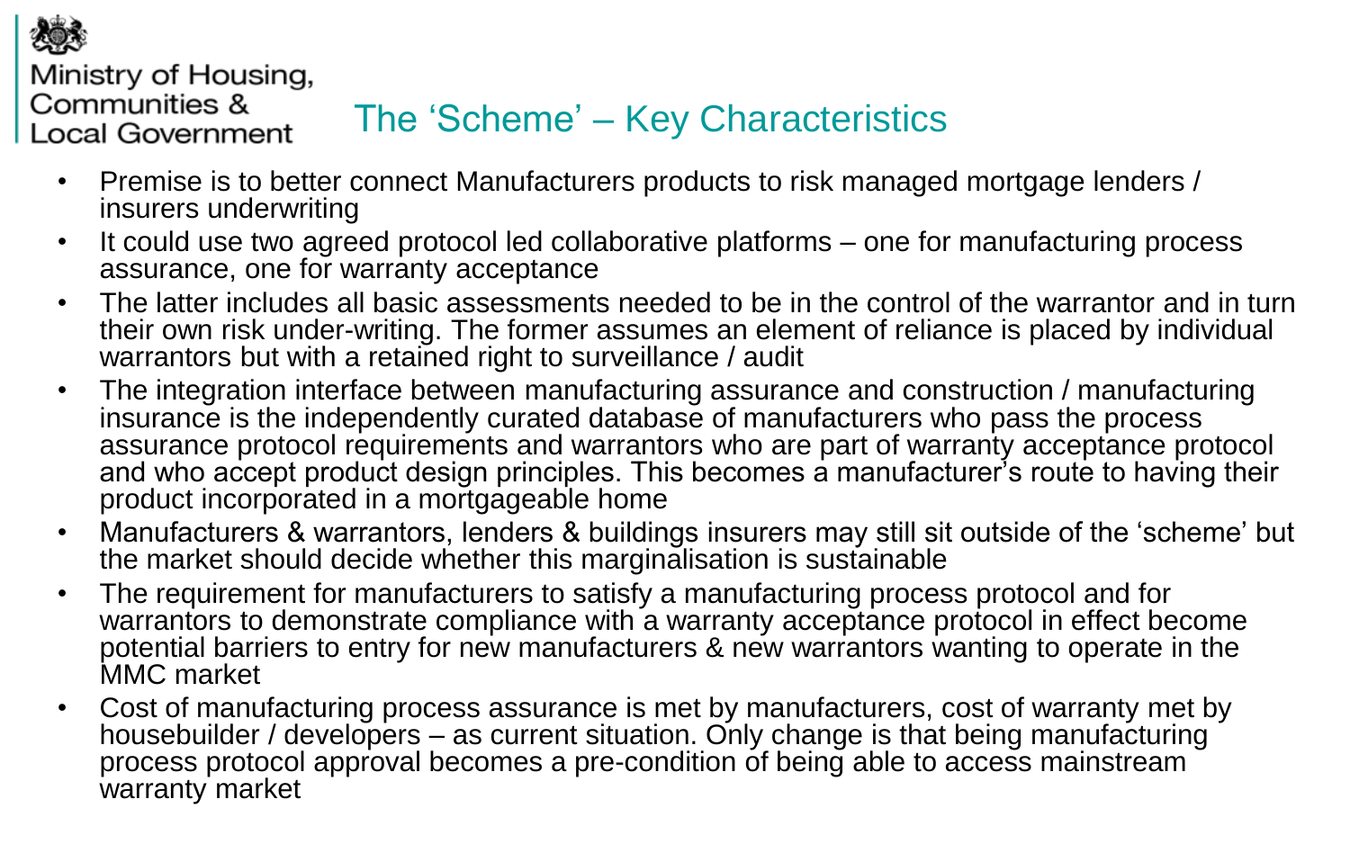Ministry of Housing, Communities & Local Government

# The 'Scheme' – Key Characteristics

- Premise is to better connect Manufacturers products to risk managed mortgage lenders / insurers underwriting
- It could use two agreed protocol led collaborative platforms – one for manufacturing process assurance, one for warranty acceptance
- The latter includes all basic assessments needed to be in the control of the warrantor and in turn their own risk under-writing. The former assumes an element of reliance is placed by individual warrantors but with a retained right to surveillance / audit
- The integration interface between manufacturing assurance and construction / manufacturing insurance is the independently curated database of manufacturers who pass the process assurance protocol requirements and warrantors who are part of warranty acceptance protocol and who accept product design principles. This becomes a manufacturer's route to having their product incorporated in a mortgageable home
- Manufacturers & warrantors, lenders & buildings insurers may still sit outside of the 'scheme' but the market should decide whether this marginalisation is sustainable
- The requirement for manufacturers to satisfy a manufacturing process protocol and for warrantors to demonstrate compliance with a warranty acceptance protocol in effect become potential barriers to entry for new manufacturers & new warrantors wanting to operate in the MMC market
- Cost of manufacturing process assurance is met by manufacturers, cost of warranty met by housebuilder / developers – as current situation. Only change is that being manufacturing process protocol approval becomes a pre-condition of being able to access mainstream warranty market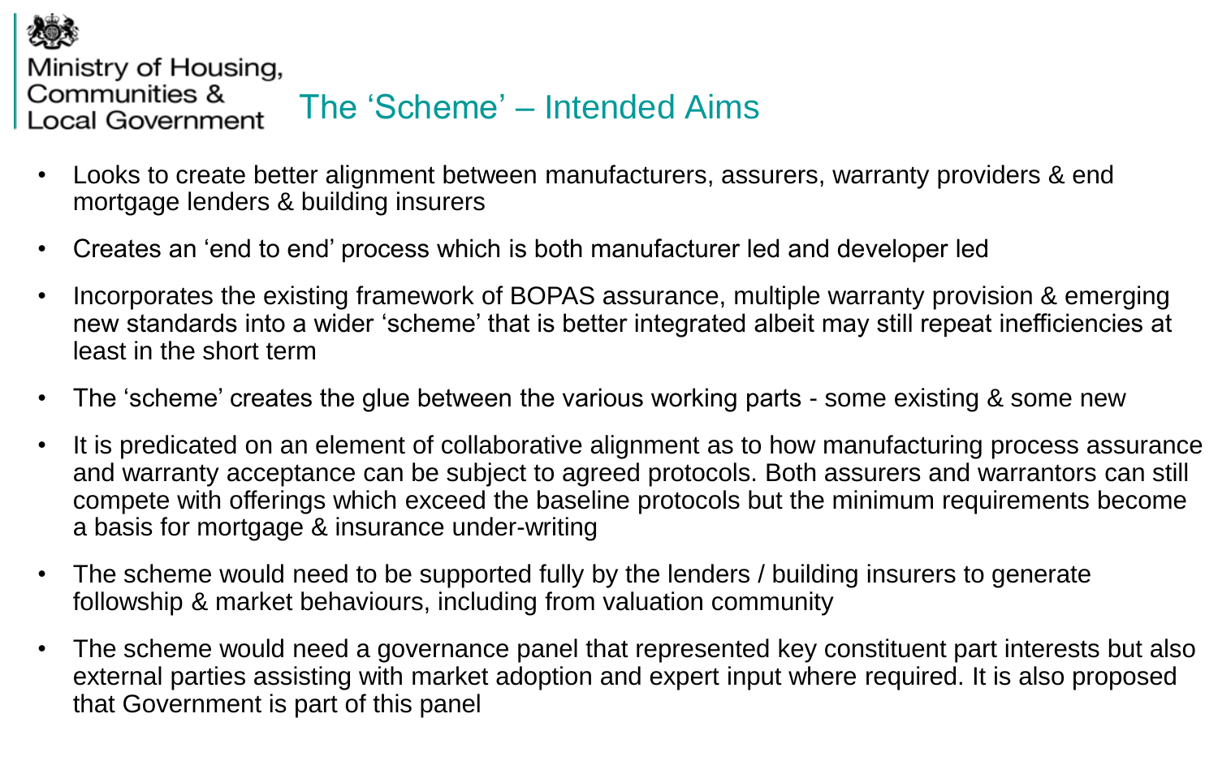Ministry of Housing, Communities & Local Government

# The ‘Scheme’ – Intended Aims

- Looks to create better alignment between manufacturers, assurers, warranty providers & end mortgage lenders & building insurers
- Creates an ‘end to end’ process which is both manufacturer led and developer led
- Incorporates the existing framework of BOPAS assurance, multiple warranty provision & emerging new standards into a wider ‘scheme’ that is better integrated albeit may still repeat inefficiencies at least in the short term
- The ‘scheme’ creates the glue between the various working parts - some existing & some new
- It is predicated on an element of collaborative alignment as to how manufacturing process assurance and warranty acceptance can be subject to agreed protocols. Both assurers and warrantors can still compete with offerings which exceed the baseline protocols but the minimum requirements become a basis for mortgage & insurance under-writing
- The scheme would need to be supported fully by the lenders / building insurers to generate followship & market behaviours, including from valuation community
- The scheme would need a governance panel that represented key constituent part interests but also external parties assisting with market adoption and expert input where required. It is also proposed that Government is part of this panel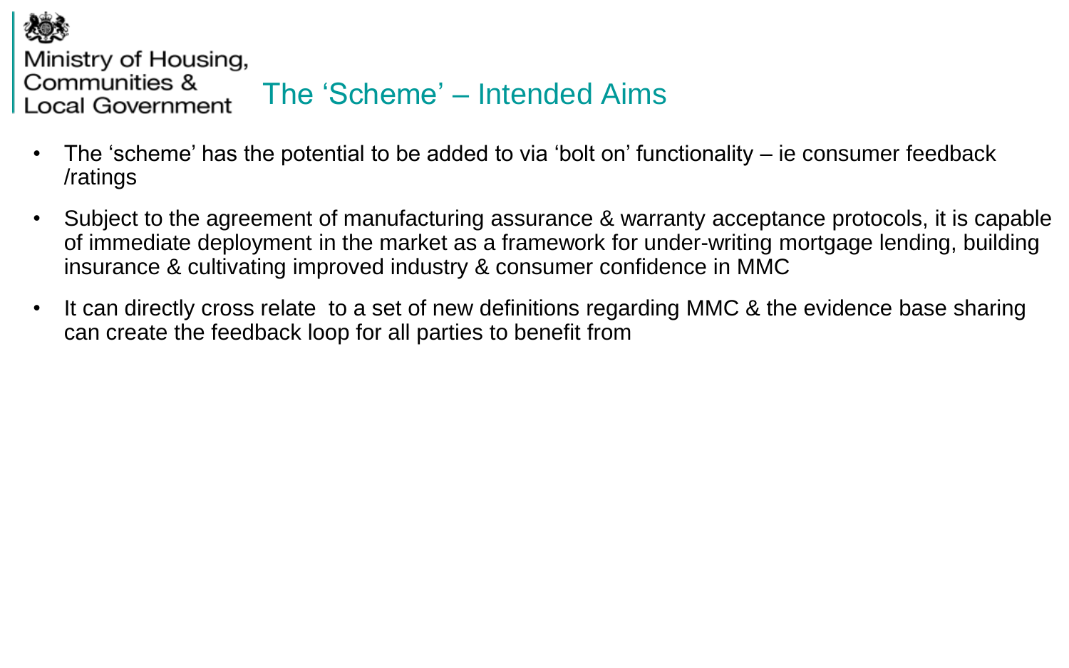Ministry of Housing, Communities & Local Government

# The ‘Scheme’ – Intended Aims

- The ‘scheme’ has the potential to be added to via ‘bolt on’ functionality – ie consumer feedback /ratings
- Subject to the agreement of manufacturing assurance & warranty acceptance protocols, it is capable of immediate deployment in the market as a framework for under-writing mortgage lending, building insurance & cultivating improved industry & consumer confidence in MMC
- It can directly cross relate to a set of new definitions regarding MMC & the evidence base sharing can create the feedback loop for all parties to benefit from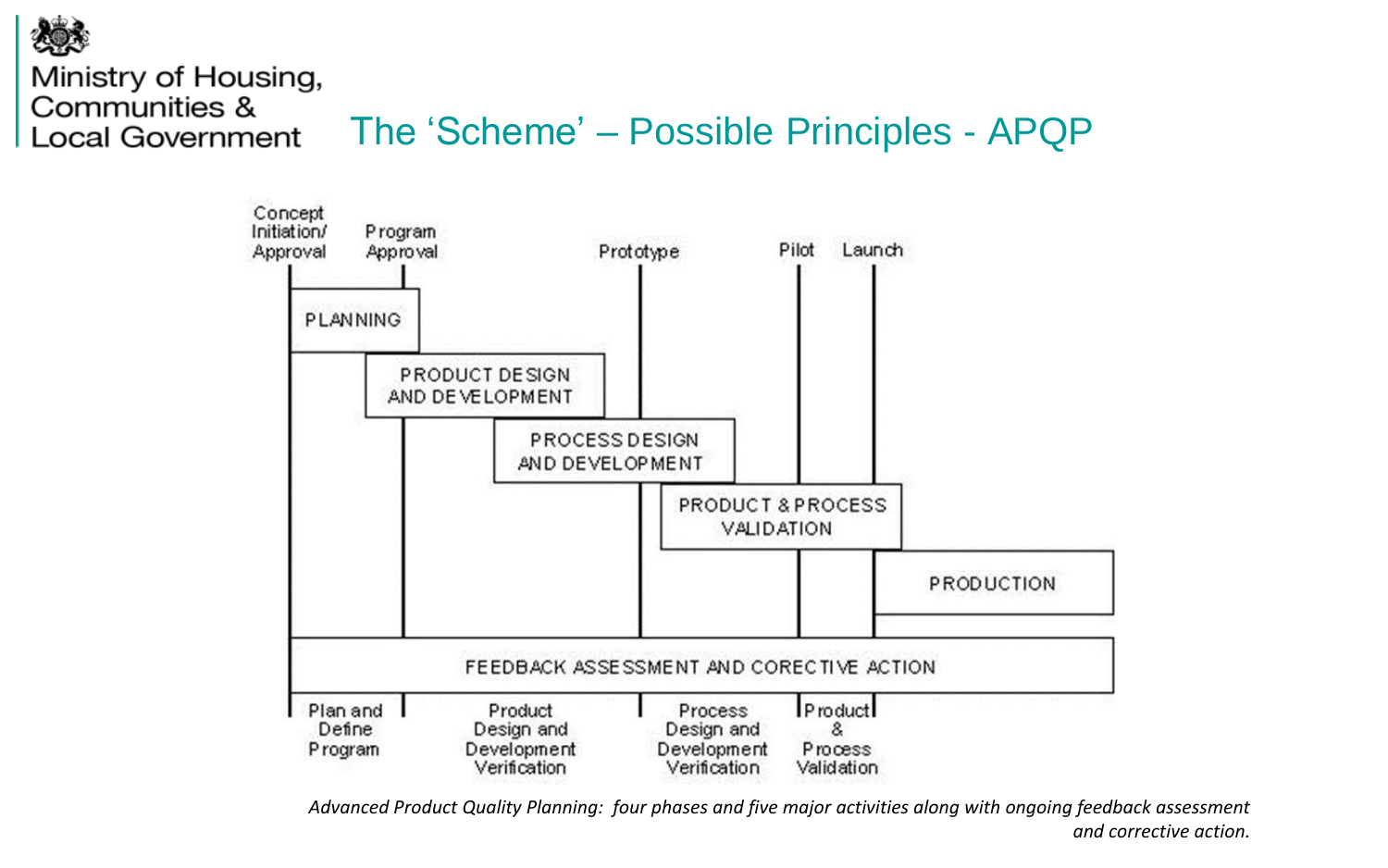# The 'Scheme' – Possible Principles - APQP

Concept Initiation/ Approval | Program Approval | Prototype | Pilot | Launch

PLANNING

PRODUCT DESIGN AND DEVELOPMENT

PROCESS DESIGN AND DEVELOPMENT

PRODUCT & PROCESS VALIDATION

PRODUCTION

FEEDBACK ASSESSMENT AND CORECTIVE ACTION

Plan and Define Program | Product Design and Development Verification | Process Design and Development Verification | Product & Process Validation

*Advanced Product Quality Planning: four phases and five major activities along with ongoing feedback assessment and corrective action.*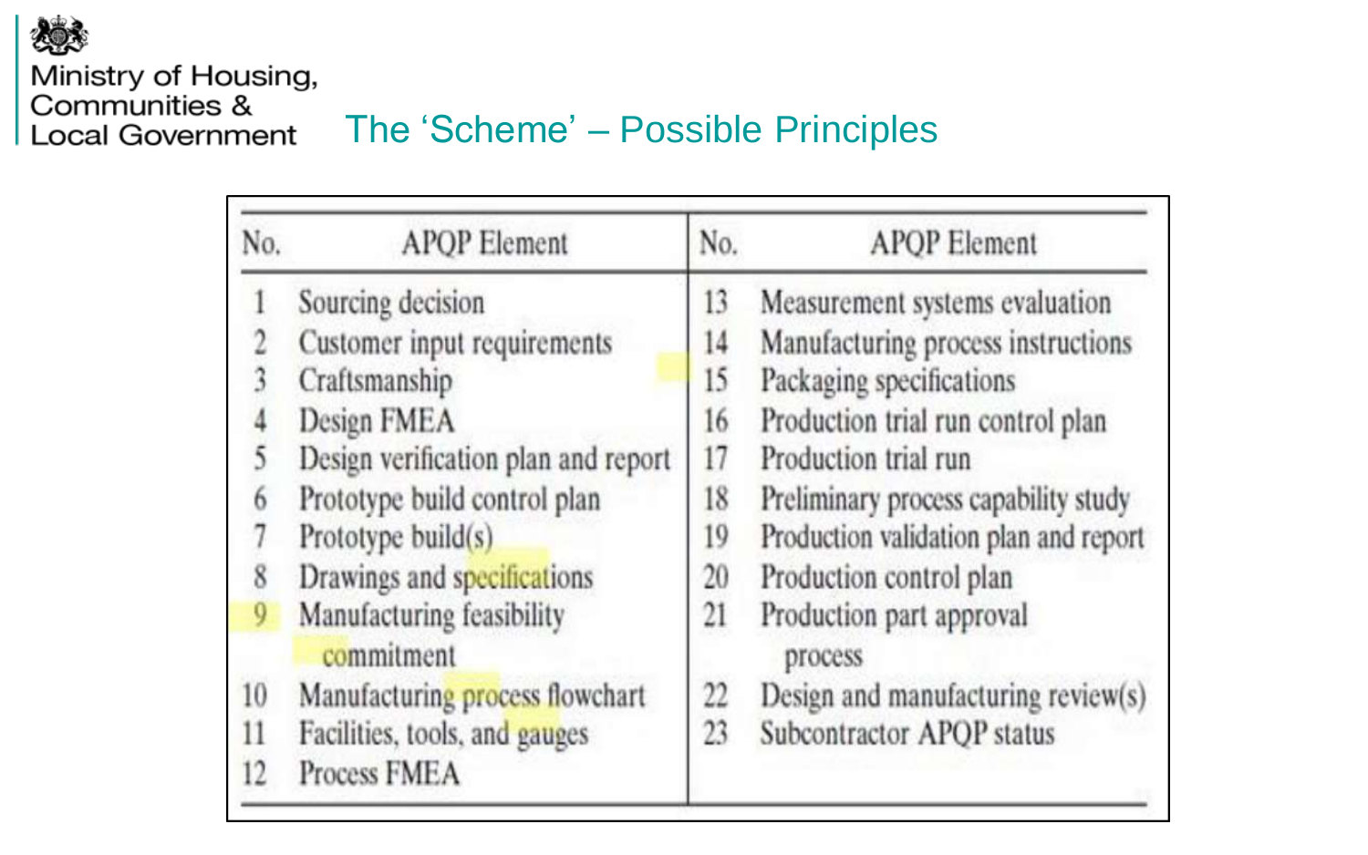Ministry of Housing, Communities & Local Government

# The 'Scheme' – Possible Principles

| No. | APQP Element | No. | APQP Element |
|---|---|---|---|
| 1 | Sourcing decision | 13 | Measurement systems evaluation |
| 2 | Customer input requirements | 14 | Manufacturing process instructions |
| 3 | Craftsmanship | 15 | Packaging specifications |
| 4 | Design FMEA | 16 | Production trial run control plan |
| 5 | Design verification plan and report | 17 | Production trial run |
| 6 | Prototype build control plan | 18 | Preliminary process capability study |
| 7 | Prototype build(s) | 19 | Production validation plan and report |
| 8 | Drawings and specifications | 20 | Production control plan |
| 9 | Manufacturing feasibility commitment | 21 | Production part approval process |
| 10 | Manufacturing process flowchart | 22 | Design and manufacturing review(s) |
| 11 | Facilities, tools, and gauges | 23 | Subcontractor APQP status |
| 12 | Process FMEA | | |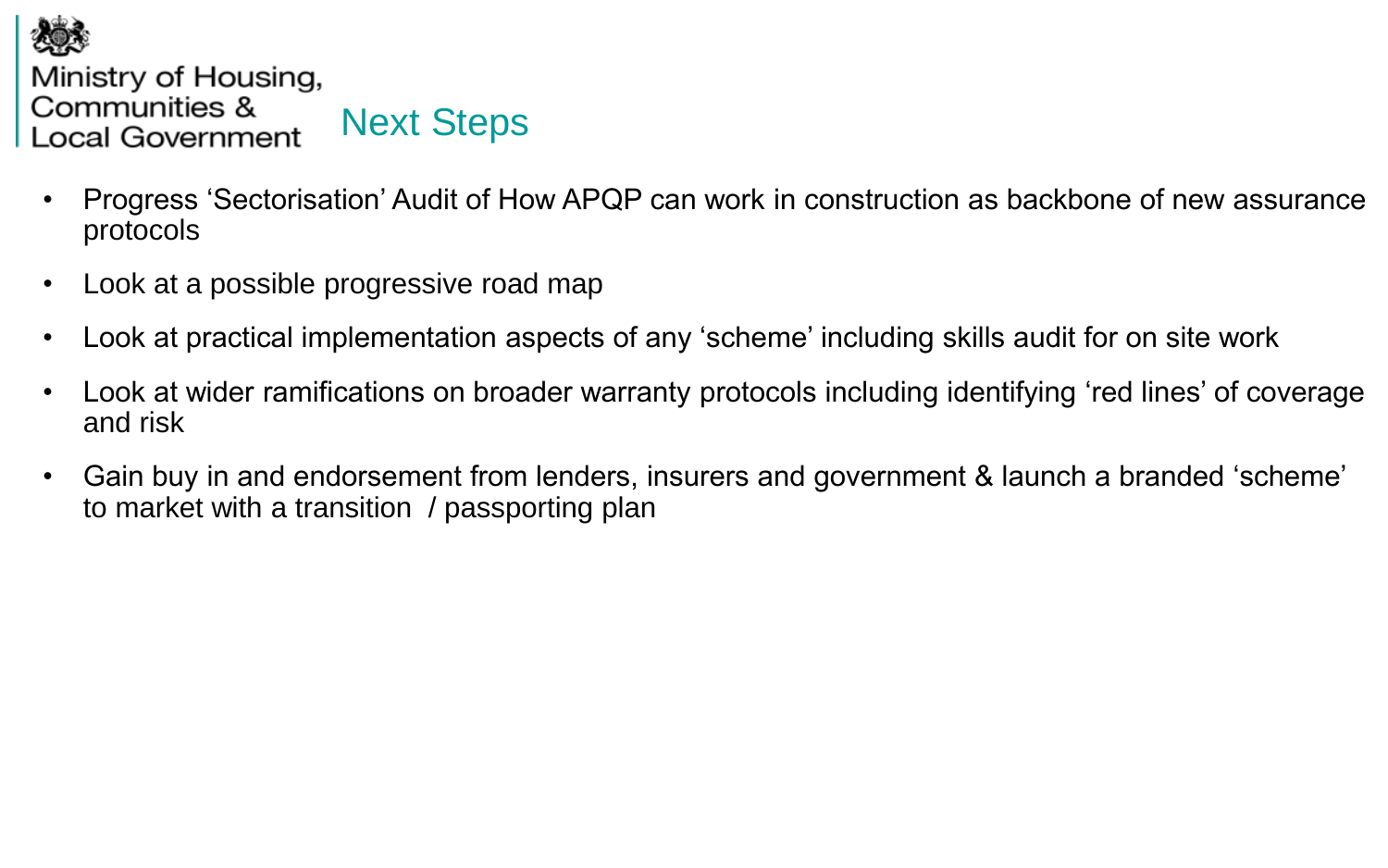Ministry of Housing, Communities & Local Government

# Next Steps

- Progress 'Sectorisation' Audit of How APQP can work in construction as backbone of new assurance protocols
- Look at a possible progressive road map
- Look at practical implementation aspects of any 'scheme' including skills audit for on site work
- Look at wider ramifications on broader warranty protocols including identifying 'red lines' of coverage and risk
- Gain buy in and endorsement from lenders, insurers and government & launch a branded 'scheme' to market with a transition / passporting plan